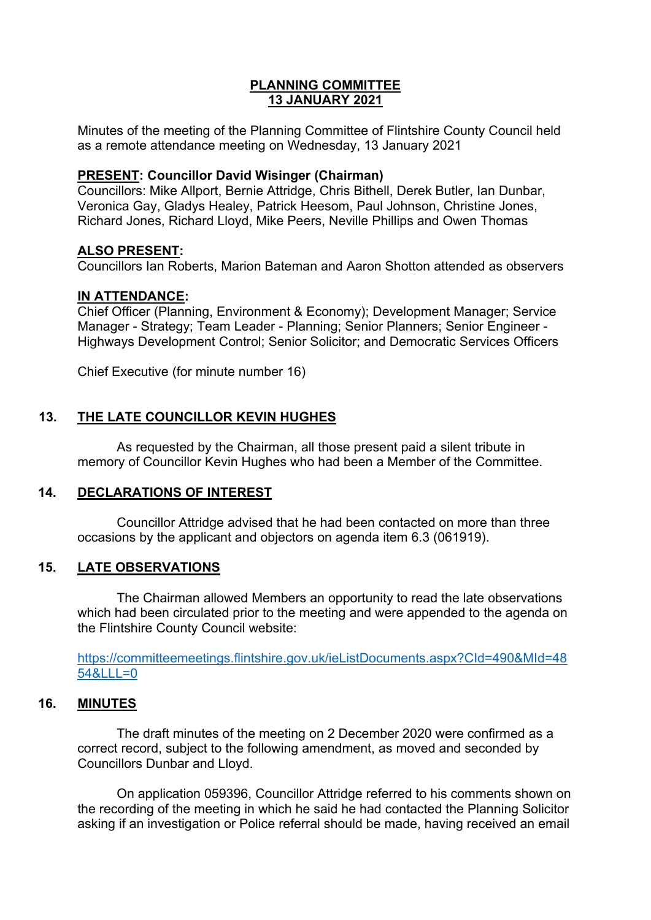# PLANNING COMMITTEE
## 13 JANUARY 2021

Minutes of the meeting of the Planning Committee of Flintshire County Council held as a remote attendance meeting on Wednesday, 13 January 2021

**PRESENT: Councillor David Wisinger (Chairman)**
Councillors: Mike Allport, Bernie Attridge, Chris Bithell, Derek Butler, Ian Dunbar, Veronica Gay, Gladys Healey, Patrick Heesom, Paul Johnson, Christine Jones, Richard Jones, Richard Lloyd, Mike Peers, Neville Phillips and Owen Thomas

**ALSO PRESENT:**
Councillors Ian Roberts, Marion Bateman and Aaron Shotton attended as observers

**IN ATTENDANCE:**
Chief Officer (Planning, Environment & Economy); Development Manager; Service Manager - Strategy; Team Leader - Planning; Senior Planners; Senior Engineer - Highways Development Control; Senior Solicitor; and Democratic Services Officers

Chief Executive (for minute number 16)

### 13. THE LATE COUNCILLOR KEVIN HUGHES

As requested by the Chairman, all those present paid a silent tribute in memory of Councillor Kevin Hughes who had been a Member of the Committee.

### 14. DECLARATIONS OF INTEREST

Councillor Attridge advised that he had been contacted on more than three occasions by the applicant and objectors on agenda item 6.3 (061919).

### 15. LATE OBSERVATIONS

The Chairman allowed Members an opportunity to read the late observations which had been circulated prior to the meeting and were appended to the agenda on the Flintshire County Council website:

https://committeemeetings.flintshire.gov.uk/ieListDocuments.aspx?CId=490&MId=4854&LLL=0

### 16. MINUTES

The draft minutes of the meeting on 2 December 2020 were confirmed as a correct record, subject to the following amendment, as moved and seconded by Councillors Dunbar and Lloyd.

On application 059396, Councillor Attridge referred to his comments shown on the recording of the meeting in which he said he had contacted the Planning Solicitor asking if an investigation or Police referral should be made, having received an email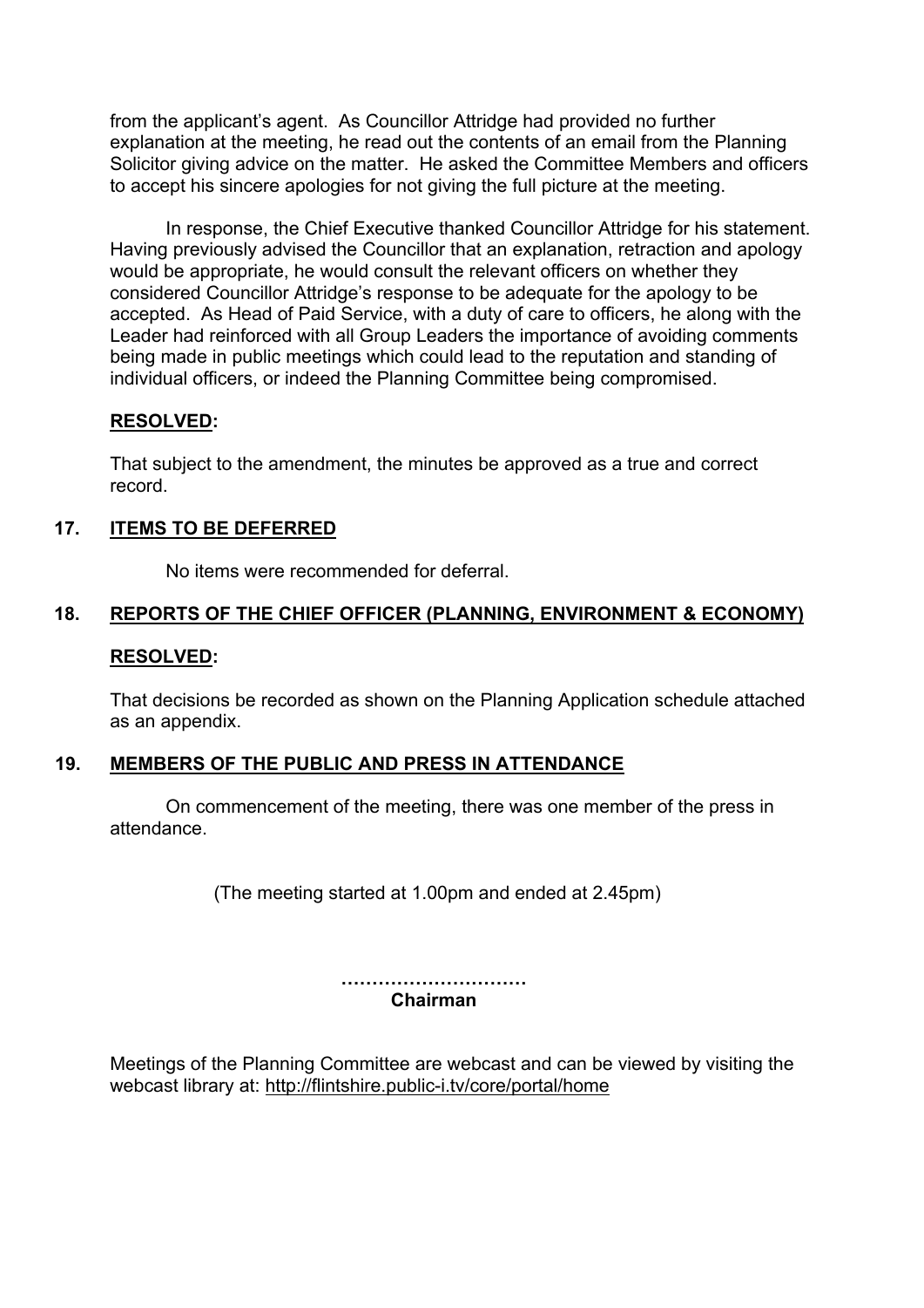from the applicant's agent. As Councillor Attridge had provided no further explanation at the meeting, he read out the contents of an email from the Planning Solicitor giving advice on the matter. He asked the Committee Members and officers to accept his sincere apologies for not giving the full picture at the meeting.

In response, the Chief Executive thanked Councillor Attridge for his statement. Having previously advised the Councillor that an explanation, retraction and apology would be appropriate, he would consult the relevant officers on whether they considered Councillor Attridge's response to be adequate for the apology to be accepted. As Head of Paid Service, with a duty of care to officers, he along with the Leader had reinforced with all Group Leaders the importance of avoiding comments being made in public meetings which could lead to the reputation and standing of individual officers, or indeed the Planning Committee being compromised.

**RESOLVED:**

That subject to the amendment, the minutes be approved as a true and correct record.

## 17. ITEMS TO BE DEFERRED

No items were recommended for deferral.

## 18. REPORTS OF THE CHIEF OFFICER (PLANNING, ENVIRONMENT & ECONOMY)

**RESOLVED:**

That decisions be recorded as shown on the Planning Application schedule attached as an appendix.

## 19. MEMBERS OF THE PUBLIC AND PRESS IN ATTENDANCE

On commencement of the meeting, there was one member of the press in attendance.

(The meeting started at 1.00pm and ended at 2.45pm)

…………………………
**Chairman**

Meetings of the Planning Committee are webcast and can be viewed by visiting the webcast library at: http://flintshire.public-i.tv/core/portal/home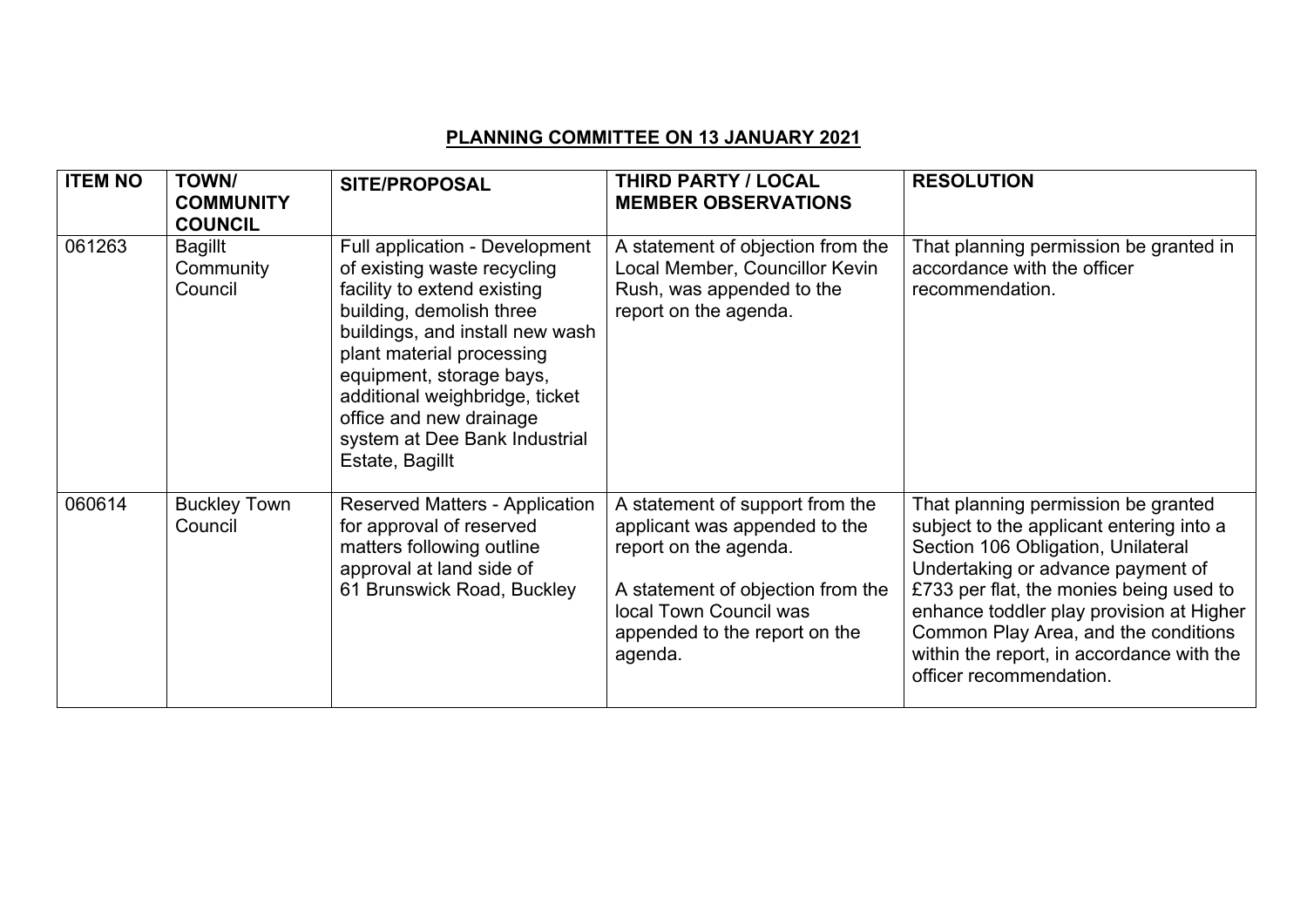## PLANNING COMMITTEE ON 13 JANUARY 2021

| ITEM NO | TOWN/ COMMUNITY COUNCIL | SITE/PROPOSAL | THIRD PARTY / LOCAL MEMBER OBSERVATIONS | RESOLUTION |
|---|---|---|---|---|
| 061263 | Bagillt Community Council | Full application - Development of existing waste recycling facility to extend existing building, demolish three buildings, and install new wash plant material processing equipment, storage bays, additional weighbridge, ticket office and new drainage system at Dee Bank Industrial Estate, Bagillt | A statement of objection from the Local Member, Councillor Kevin Rush, was appended to the report on the agenda. | That planning permission be granted in accordance with the officer recommendation. |
| 060614 | Buckley Town Council | Reserved Matters - Application for approval of reserved matters following outline approval at land side of 61 Brunswick Road, Buckley | A statement of support from the applicant was appended to the report on the agenda.<br><br>A statement of objection from the local Town Council was appended to the report on the agenda. | That planning permission be granted subject to the applicant entering into a Section 106 Obligation, Unilateral Undertaking or advance payment of £733 per flat, the monies being used to enhance toddler play provision at Higher Common Play Area, and the conditions within the report, in accordance with the officer recommendation. |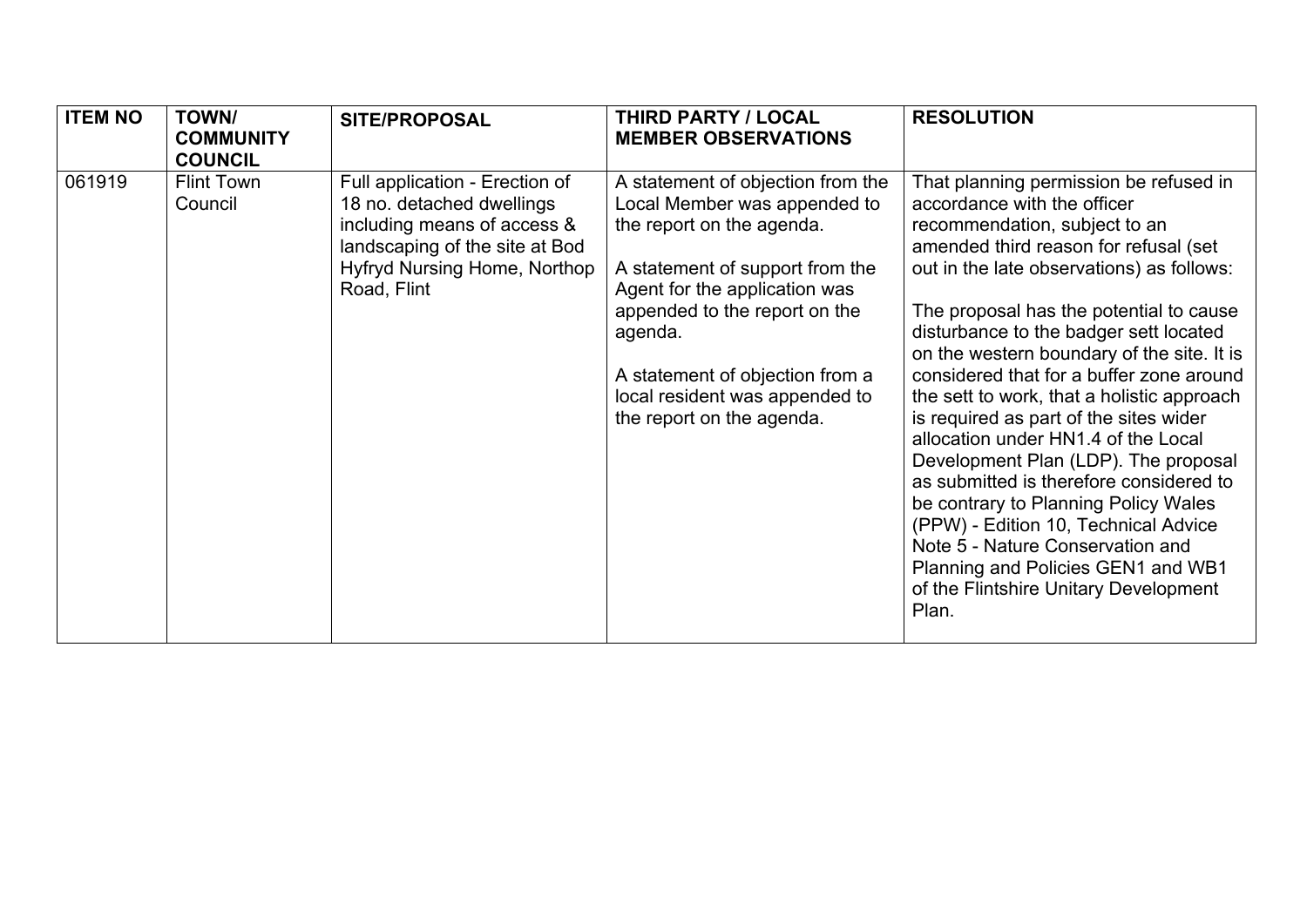| ITEM NO | TOWN/ COMMUNITY COUNCIL | SITE/PROPOSAL | THIRD PARTY / LOCAL MEMBER OBSERVATIONS | RESOLUTION |
|---|---|---|---|---|
| 061919 | Flint Town Council | Full application - Erection of 18 no. detached dwellings including means of access & landscaping of the site at Bod Hyfryd Nursing Home, Northop Road, Flint | A statement of objection from the Local Member was appended to the report on the agenda.<br><br>A statement of support from the Agent for the application was appended to the report on the agenda.<br><br>A statement of objection from a local resident was appended to the report on the agenda. | That planning permission be refused in accordance with the officer recommendation, subject to an amended third reason for refusal (set out in the late observations) as follows:<br><br>The proposal has the potential to cause disturbance to the badger sett located on the western boundary of the site. It is considered that for a buffer zone around the sett to work, that a holistic approach is required as part of the sites wider allocation under HN1.4 of the Local Development Plan (LDP). The proposal as submitted is therefore considered to be contrary to Planning Policy Wales (PPW) - Edition 10, Technical Advice Note 5 - Nature Conservation and Planning and Policies GEN1 and WB1 of the Flintshire Unitary Development Plan. |